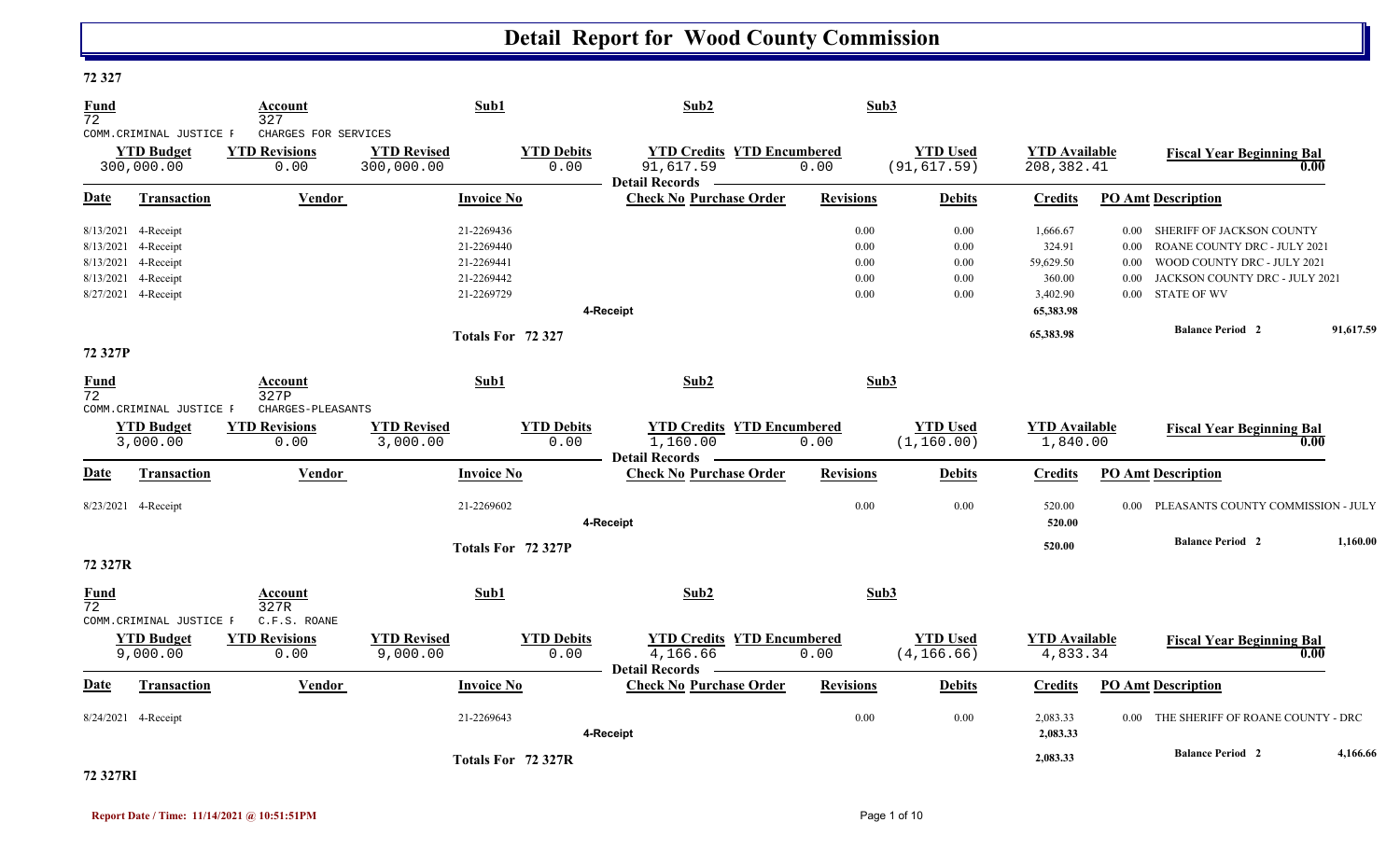# Detail Report for Wood County Commission

## 72 327

| Fund | Account | Sub1 | Sub2 | Sub3 |
|---|---|---|---|---|
| 72 | 327 | | | |
| COMM.CRIMINAL JUSTICE F | CHARGES FOR SERVICES | | | |

| YTD Budget | YTD Revisions | YTD Revised | YTD Debits | YTD Credits | YTD Encumbered | YTD Used | YTD Available | Fiscal Year Beginning Bal |
|---|---|---|---|---|---|---|---|---|
| 300,000.00 | 0.00 | 300,000.00 | 0.00 | 91,617.59 | 0.00 | (91,617.59) | 208,382.41 | 0.00 |

Detail Records

| Date | Transaction | Vendor | Invoice No | Check No | Purchase Order | Revisions | Debits | Credits | PO Amt | Description |
|---|---|---|---|---|---|---|---|---|---|---|
| 8/13/2021 | 4-Receipt | | 21-2269436 | | | 0.00 | 0.00 | 1,666.67 | 0.00 | SHERIFF OF JACKSON COUNTY |
| 8/13/2021 | 4-Receipt | | 21-2269440 | | | 0.00 | 0.00 | 324.91 | 0.00 | ROANE COUNTY DRC - JULY 2021 |
| 8/13/2021 | 4-Receipt | | 21-2269441 | | | 0.00 | 0.00 | 59,629.50 | 0.00 | WOOD COUNTY DRC - JULY 2021 |
| 8/13/2021 | 4-Receipt | | 21-2269442 | | | 0.00 | 0.00 | 360.00 | 0.00 | JACKSON COUNTY DRC - JULY 2021 |
| 8/27/2021 | 4-Receipt | | 21-2269729 | | | 0.00 | 0.00 | 3,402.90 | 0.00 | STATE OF WV |
| | | | | 4-Receipt | | | | 65,383.98 | | |
| | | | Totals For 72 327 | | | | | 65,383.98 | | Balance Period 2 91,617.59 |

## 72 327P

| Fund | Account | Sub1 | Sub2 | Sub3 |
|---|---|---|---|---|
| 72 | 327P | | | |
| COMM.CRIMINAL JUSTICE F | CHARGES-PLEASANTS | | | |

| YTD Budget | YTD Revisions | YTD Revised | YTD Debits | YTD Credits | YTD Encumbered | YTD Used | YTD Available | Fiscal Year Beginning Bal |
|---|---|---|---|---|---|---|---|---|
| 3,000.00 | 0.00 | 3,000.00 | 0.00 | 1,160.00 | 0.00 | (1,160.00) | 1,840.00 | 0.00 |

Detail Records

| Date | Transaction | Vendor | Invoice No | Check No | Purchase Order | Revisions | Debits | Credits | PO Amt | Description |
|---|---|---|---|---|---|---|---|---|---|---|
| 8/23/2021 | 4-Receipt | | 21-2269602 | | | 0.00 | 0.00 | 520.00 | 0.00 | PLEASANTS COUNTY COMMISSION - JULY |
| | | | | 4-Receipt | | | | 520.00 | | |
| | | | Totals For 72 327P | | | | | 520.00 | | Balance Period 2 1,160.00 |

## 72 327R

| Fund | Account | Sub1 | Sub2 | Sub3 |
|---|---|---|---|---|
| 72 | 327R | | | |
| COMM.CRIMINAL JUSTICE F | C.F.S. ROANE | | | |

| YTD Budget | YTD Revisions | YTD Revised | YTD Debits | YTD Credits | YTD Encumbered | YTD Used | YTD Available | Fiscal Year Beginning Bal |
|---|---|---|---|---|---|---|---|---|
| 9,000.00 | 0.00 | 9,000.00 | 0.00 | 4,166.66 | 0.00 | (4,166.66) | 4,833.34 | 0.00 |

Detail Records

| Date | Transaction | Vendor | Invoice No | Check No | Purchase Order | Revisions | Debits | Credits | PO Amt | Description |
|---|---|---|---|---|---|---|---|---|---|---|
| 8/24/2021 | 4-Receipt | | 21-2269643 | | | 0.00 | 0.00 | 2,083.33 | 0.00 | THE SHERIFF OF ROANE COUNTY - DRC |
| | | | | 4-Receipt | | | | 2,083.33 | | |
| | | | Totals For 72 327R | | | | | 2,083.33 | | Balance Period 2 4,166.66 |

## 72 327RI

Report Date / Time: 11/14/2021 @ 10:51:51PM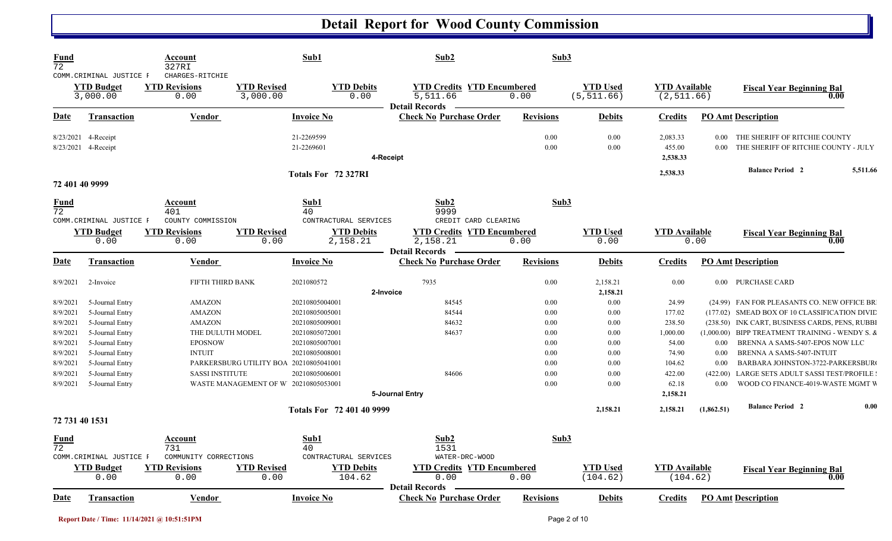# Detail Report for Wood County Commission

| Fund | Account | Sub1 | Sub2 | Sub3 |
|---|---|---|---|---|
| 72 | 327RI | | | |
| COMM.CRIMINAL JUSTICE F | CHARGES-RITCHIE | | | |

| YTD Budget | YTD Revisions | YTD Revised | YTD Debits | YTD Credits | YTD Encumbered | YTD Used | YTD Available | Fiscal Year Beginning Bal |
|---|---|---|---|---|---|---|---|---|
| 3,000.00 | 0.00 | 3,000.00 | 0.00 | 5,511.66 | 0.00 | (5,511.66) | (2,511.66) | 0.00 |

**Detail Records**

| Date | Transaction | Vendor | Invoice No | Check No | Purchase Order | Revisions | Debits | Credits | PO Amt | Description |
|---|---|---|---|---|---|---|---|---|---|---|
| 8/23/2021 | 4-Receipt | | 21-2269599 | | | 0.00 | 0.00 | 2,083.33 | 0.00 | THE SHERIFF OF RITCHIE COUNTY |
| 8/23/2021 | 4-Receipt | | 21-2269601 | | | 0.00 | 0.00 | 455.00 | 0.00 | THE SHERIFF OF RITCHIE COUNTY - JULY |
| | | | 4-Receipt | | | | | 2,538.33 | | |
| | | | Totals For 72 327RI | | | | | 2,538.33 | | Balance Period 2 — 5,511.66 |

## 72 401 40 9999

| Fund | Account | Sub1 | Sub2 | Sub3 |
|---|---|---|---|---|
| 72 | 401 | 40 | 9999 | |
| COMM.CRIMINAL JUSTICE F | COUNTY COMMISSION | CONTRACTURAL SERVICES | CREDIT CARD CLEARING | |

| YTD Budget | YTD Revisions | YTD Revised | YTD Debits | YTD Credits | YTD Encumbered | YTD Used | YTD Available | Fiscal Year Beginning Bal |
|---|---|---|---|---|---|---|---|---|
| 0.00 | 0.00 | 0.00 | 2,158.21 | 2,158.21 | 0.00 | 0.00 | 0.00 | 0.00 |

**Detail Records**

| Date | Transaction | Vendor | Invoice No | Check No | Purchase Order | Revisions | Debits | Credits | PO Amt | Description |
|---|---|---|---|---|---|---|---|---|---|---|
| 8/9/2021 | 2-Invoice | FIFTH THIRD BANK | 2021080572 | 7935 | | 0.00 | 2,158.21 | 0.00 | 0.00 | PURCHASE CARD |
| | | | 2-Invoice | | | | 2,158.21 | | | |
| 8/9/2021 | 5-Journal Entry | AMAZON | 20210805004001 | | 84545 | 0.00 | 0.00 | 24.99 | (24.99) | FAN FOR PLEASANTS CO. NEW OFFICE BR |
| 8/9/2021 | 5-Journal Entry | AMAZON | 20210805005001 | | 84544 | 0.00 | 0.00 | 177.02 | (177.02) | SMEAD BOX OF 10 CLASSIFICATION DIVID |
| 8/9/2021 | 5-Journal Entry | AMAZON | 20210805009001 | | 84632 | 0.00 | 0.00 | 238.50 | (238.50) | INK CART, BUSINESS CARDS, PENS, RUBBI |
| 8/9/2021 | 5-Journal Entry | THE DULUTH MODEL | 20210805072001 | | 84637 | 0.00 | 0.00 | 1,000.00 | (1,000.00) | BIPP TREATMENT TRAINING - WENDY S. & |
| 8/9/2021 | 5-Journal Entry | EPOSNOW | 20210805007001 | | | 0.00 | 0.00 | 54.00 | 0.00 | BRENNA A SAMS-5407-EPOS NOW LLC |
| 8/9/2021 | 5-Journal Entry | INTUIT | 20210805008001 | | | 0.00 | 0.00 | 74.90 | 0.00 | BRENNA A SAMS-5407-INTUIT |
| 8/9/2021 | 5-Journal Entry | PARKERSBURG UTILITY BOA | 20210805041001 | | | 0.00 | 0.00 | 104.62 | 0.00 | BARBARA JOHNSTON-3722-PARKERSBUR |
| 8/9/2021 | 5-Journal Entry | SASSI INSTITUTE | 20210805006001 | | 84606 | 0.00 | 0.00 | 422.00 | (422.00) | LARGE SETS ADULT SASSI TEST/PROFILE |
| 8/9/2021 | 5-Journal Entry | WASTE MANAGEMENT OF W | 20210805053001 | | | 0.00 | 0.00 | 62.18 | 0.00 | WOOD CO FINANCE-4019-WASTE MGMT W |
| | | | 5-Journal Entry | | | | | 2,158.21 | | |
| | | | Totals For 72 401 40 9999 | | | | 2,158.21 | 2,158.21 | (1,862.51) | Balance Period 2 — 0.00 |

## 72 731 40 1531

| Fund | Account | Sub1 | Sub2 | Sub3 |
|---|---|---|---|---|
| 72 | 731 | 40 | 1531 | |
| COMM.CRIMINAL JUSTICE F | COMMUNITY CORRECTIONS | CONTRACTURAL SERVICES | WATER-DRC-WOOD | |

| YTD Budget | YTD Revisions | YTD Revised | YTD Debits | YTD Credits | YTD Encumbered | YTD Used | YTD Available | Fiscal Year Beginning Bal |
|---|---|---|---|---|---|---|---|---|
| 0.00 | 0.00 | 0.00 | 104.62 | 0.00 | 0.00 | (104.62) | (104.62) | 0.00 |

**Detail Records**

| Date | Transaction | Vendor | Invoice No | Check No | Purchase Order | Revisions | Debits | Credits | PO Amt | Description |
|---|---|---|---|---|---|---|---|---|---|---|

Report Date / Time: 11/14/2021 @ 10:51:51PM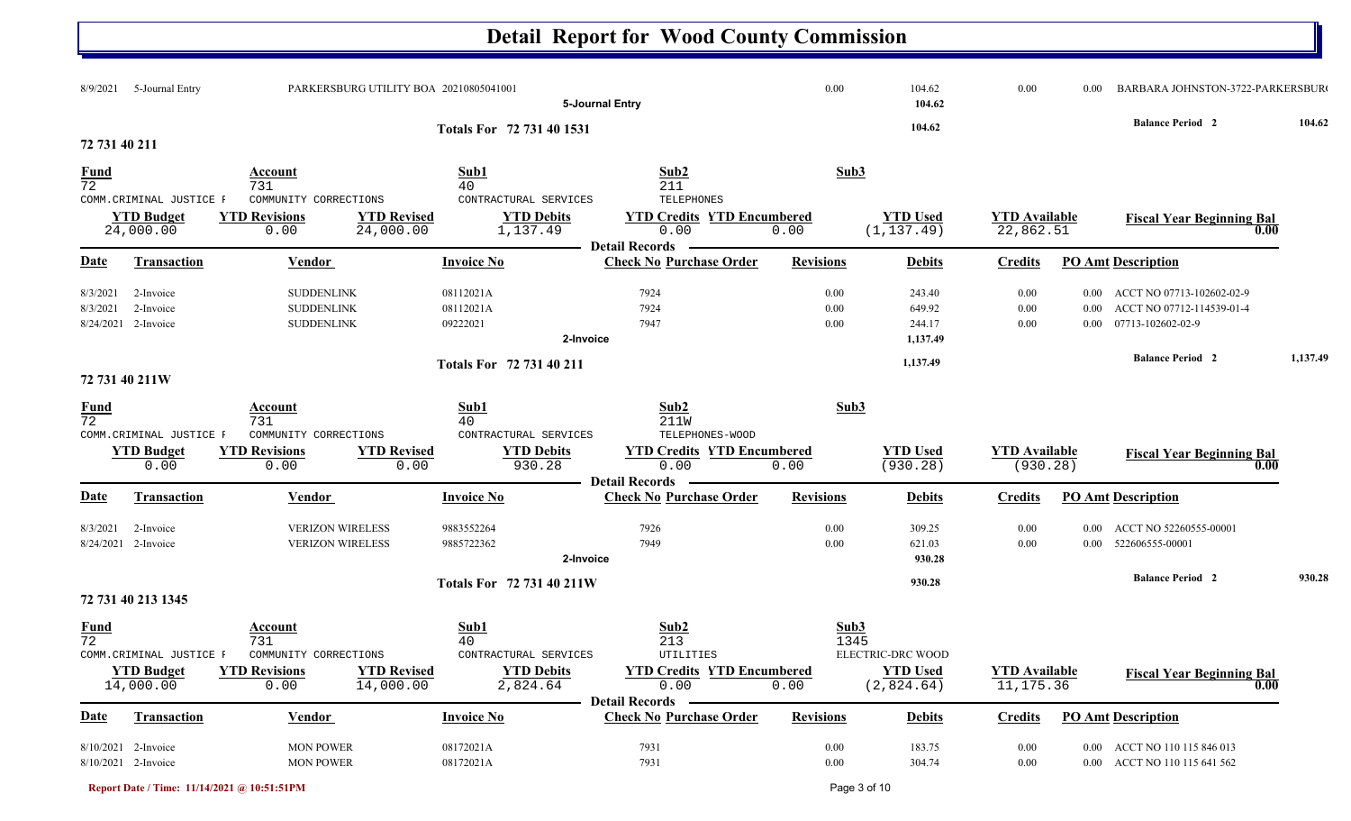# Detail Report for Wood County Commission

| Date | Transaction | Vendor | Invoice No | Check No | Purchase Order | Revisions | Debits | Credits | PO Amt | Description |
|---|---|---|---|---|---|---|---|---|---|---|
| 8/9/2021 | 5-Journal Entry | PARKERSBURG UTILITY BOA | 20210805041001 | | | 0.00 | 104.62 | 0.00 | 0.00 | BARBARA JOHNSTON-3722-PARKERSBUR |
| | | | 5-Journal Entry | | | | 104.62 | | | |

**Totals For 72 731 40 1531** — 104.62 — **Balance Period 2** 104.62

## 72 731 40 211

| Fund | Account | Sub1 | Sub2 | Sub3 |
|---|---|---|---|---|
| 72 | 731 | 40 | 211 | |
| COMM.CRIMINAL JUSTICE F | COMMUNITY CORRECTIONS | CONTRACTUAL SERVICES | TELEPHONES | |

| YTD Budget | YTD Revisions | YTD Revised | YTD Debits | YTD Credits | YTD Encumbered | YTD Used | YTD Available | Fiscal Year Beginning Bal |
|---|---|---|---|---|---|---|---|---|
| 24,000.00 | 0.00 | 24,000.00 | 1,137.49 | 0.00 | 0.00 | (1,137.49) | 22,862.51 | 0.00 |

**Detail Records**

| Date | Transaction | Vendor | Invoice No | Check No | Purchase Order | Revisions | Debits | Credits | PO Amt | Description |
|---|---|---|---|---|---|---|---|---|---|---|
| 8/3/2021 | 2-Invoice | SUDDENLINK | 08112021A | 7924 | | 0.00 | 243.40 | 0.00 | 0.00 | ACCT NO 07713-102602-02-9 |
| 8/3/2021 | 2-Invoice | SUDDENLINK | 08112021A | 7924 | | 0.00 | 649.92 | 0.00 | 0.00 | ACCT NO 07712-114539-01-4 |
| 8/24/2021 | 2-Invoice | SUDDENLINK | 09222021 | 7947 | | 0.00 | 244.17 | 0.00 | 0.00 | 07713-102602-02-9 |
| | | | 2-Invoice | | | | 1,137.49 | | | |

**Totals For 72 731 40 211** — 1,137.49 — **Balance Period 2** 1,137.49

## 72 731 40 211W

| Fund | Account | Sub1 | Sub2 | Sub3 |
|---|---|---|---|---|
| 72 | 731 | 40 | 211W | |
| COMM.CRIMINAL JUSTICE F | COMMUNITY CORRECTIONS | CONTRACTUAL SERVICES | TELEPHONES-WOOD | |

| YTD Budget | YTD Revisions | YTD Revised | YTD Debits | YTD Credits | YTD Encumbered | YTD Used | YTD Available | Fiscal Year Beginning Bal |
|---|---|---|---|---|---|---|---|---|
| 0.00 | 0.00 | 0.00 | 930.28 | 0.00 | 0.00 | (930.28) | (930.28) | 0.00 |

**Detail Records**

| Date | Transaction | Vendor | Invoice No | Check No | Purchase Order | Revisions | Debits | Credits | PO Amt | Description |
|---|---|---|---|---|---|---|---|---|---|---|
| 8/3/2021 | 2-Invoice | VERIZON WIRELESS | 9883552264 | 7926 | | 0.00 | 309.25 | 0.00 | 0.00 | ACCT NO 52260555-00001 |
| 8/24/2021 | 2-Invoice | VERIZON WIRELESS | 9885722362 | 7949 | | 0.00 | 621.03 | 0.00 | 0.00 | 522606555-00001 |
| | | | 2-Invoice | | | | 930.28 | | | |

**Totals For 72 731 40 211W** — 930.28 — **Balance Period 2** 930.28

## 72 731 40 213 1345

| Fund | Account | Sub1 | Sub2 | Sub3 |
|---|---|---|---|---|
| 72 | 731 | 40 | 213 | 1345 |
| COMM.CRIMINAL JUSTICE F | COMMUNITY CORRECTIONS | CONTRACTUAL SERVICES | UTILITIES | ELECTRIC-DRC WOOD |

| YTD Budget | YTD Revisions | YTD Revised | YTD Debits | YTD Credits | YTD Encumbered | YTD Used | YTD Available | Fiscal Year Beginning Bal |
|---|---|---|---|---|---|---|---|---|
| 14,000.00 | 0.00 | 14,000.00 | 2,824.64 | 0.00 | 0.00 | (2,824.64) | 11,175.36 | 0.00 |

**Detail Records**

| Date | Transaction | Vendor | Invoice No | Check No | Purchase Order | Revisions | Debits | Credits | PO Amt | Description |
|---|---|---|---|---|---|---|---|---|---|---|
| 8/10/2021 | 2-Invoice | MON POWER | 08172021A | 7931 | | 0.00 | 183.75 | 0.00 | 0.00 | ACCT NO 110 115 846 013 |
| 8/10/2021 | 2-Invoice | MON POWER | 08172021A | 7931 | | 0.00 | 304.74 | 0.00 | 0.00 | ACCT NO 110 115 641 562 |

Report Date / Time: 11/14/2021 @ 10:51:51PM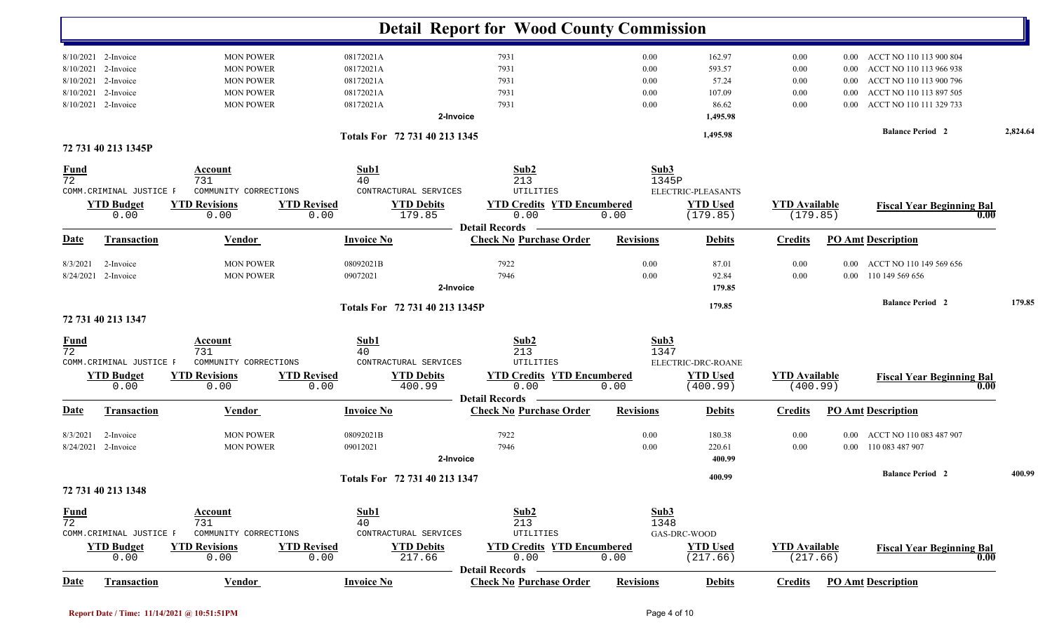# Detail Report for Wood County Commission

| Date | Transaction | Vendor | Invoice No | Check No | Purchase Order | Revisions | Debits | Credits | PO Amt | Description |
|---|---|---|---|---|---|---|---|---|---|---|
| 8/10/2021 | 2-Invoice | MON POWER | 08172021A | 7931 | | 0.00 | 162.97 | 0.00 | 0.00 | ACCT NO 110 113 900 804 |
| 8/10/2021 | 2-Invoice | MON POWER | 08172021A | 7931 | | 0.00 | 593.57 | 0.00 | 0.00 | ACCT NO 110 113 966 938 |
| 8/10/2021 | 2-Invoice | MON POWER | 08172021A | 7931 | | 0.00 | 57.24 | 0.00 | 0.00 | ACCT NO 110 113 900 796 |
| 8/10/2021 | 2-Invoice | MON POWER | 08172021A | 7931 | | 0.00 | 107.09 | 0.00 | 0.00 | ACCT NO 110 113 897 505 |
| 8/10/2021 | 2-Invoice | MON POWER | 08172021A | 7931 | | 0.00 | 86.62 | 0.00 | 0.00 | ACCT NO 110 111 329 733 |
| | | | | 2-Invoice | | | 1,495.98 | | | |

Totals For 72 731 40 213 1345 — 1,495.98 — Balance Period 2: 2,824.64

## 72 731 40 213 1345P

| Fund | Account | Sub1 | Sub2 | Sub3 |
|---|---|---|---|---|
| 72 | 731 | 40 | 213 | 1345P |
| COMM.CRIMINAL JUSTICE F | COMMUNITY CORRECTIONS | CONTRACTURAL SERVICES | UTILITIES | ELECTRIC-PLEASANTS |

| YTD Budget | YTD Revisions | YTD Revised | YTD Debits | YTD Credits | YTD Encumbered | YTD Used | YTD Available | Fiscal Year Beginning Bal |
|---|---|---|---|---|---|---|---|---|
| 0.00 | 0.00 | 0.00 | 179.85 | 0.00 | 0.00 | (179.85) | (179.85) | 0.00 |

**Detail Records**

| Date | Transaction | Vendor | Invoice No | Check No | Purchase Order | Revisions | Debits | Credits | PO Amt | Description |
|---|---|---|---|---|---|---|---|---|---|---|
| 8/3/2021 | 2-Invoice | MON POWER | 08092021B | 7922 | | 0.00 | 87.01 | 0.00 | 0.00 | ACCT NO 110 149 569 656 |
| 8/24/2021 | 2-Invoice | MON POWER | 09072021 | 7946 | | 0.00 | 92.84 | 0.00 | 0.00 | 110 149 569 656 |
| | | | | 2-Invoice | | | 179.85 | | | |

Totals For 72 731 40 213 1345P — 179.85 — Balance Period 2: 179.85

## 72 731 40 213 1347

| Fund | Account | Sub1 | Sub2 | Sub3 |
|---|---|---|---|---|
| 72 | 731 | 40 | 213 | 1347 |
| COMM.CRIMINAL JUSTICE F | COMMUNITY CORRECTIONS | CONTRACTURAL SERVICES | UTILITIES | ELECTRIC-DRC-ROANE |

| YTD Budget | YTD Revisions | YTD Revised | YTD Debits | YTD Credits | YTD Encumbered | YTD Used | YTD Available | Fiscal Year Beginning Bal |
|---|---|---|---|---|---|---|---|---|
| 0.00 | 0.00 | 0.00 | 400.99 | 0.00 | 0.00 | (400.99) | (400.99) | 0.00 |

**Detail Records**

| Date | Transaction | Vendor | Invoice No | Check No | Purchase Order | Revisions | Debits | Credits | PO Amt | Description |
|---|---|---|---|---|---|---|---|---|---|---|
| 8/3/2021 | 2-Invoice | MON POWER | 08092021B | 7922 | | 0.00 | 180.38 | 0.00 | 0.00 | ACCT NO 110 083 487 907 |
| 8/24/2021 | 2-Invoice | MON POWER | 09012021 | 7946 | | 0.00 | 220.61 | 0.00 | 0.00 | 110 083 487 907 |
| | | | | 2-Invoice | | | 400.99 | | | |

Totals For 72 731 40 213 1347 — 400.99 — Balance Period 2: 400.99

## 72 731 40 213 1348

| Fund | Account | Sub1 | Sub2 | Sub3 |
|---|---|---|---|---|
| 72 | 731 | 40 | 213 | 1348 |
| COMM.CRIMINAL JUSTICE F | COMMUNITY CORRECTIONS | CONTRACTURAL SERVICES | UTILITIES | GAS-DRC-WOOD |

| YTD Budget | YTD Revisions | YTD Revised | YTD Debits | YTD Credits | YTD Encumbered | YTD Used | YTD Available | Fiscal Year Beginning Bal |
|---|---|---|---|---|---|---|---|---|
| 0.00 | 0.00 | 0.00 | 217.66 | 0.00 | 0.00 | (217.66) | (217.66) | 0.00 |

**Detail Records**

| Date | Transaction | Vendor | Invoice No | Check No | Purchase Order | Revisions | Debits | Credits | PO Amt | Description |
|---|---|---|---|---|---|---|---|---|---|---|

Report Date / Time: 11/14/2021 @ 10:51:51PM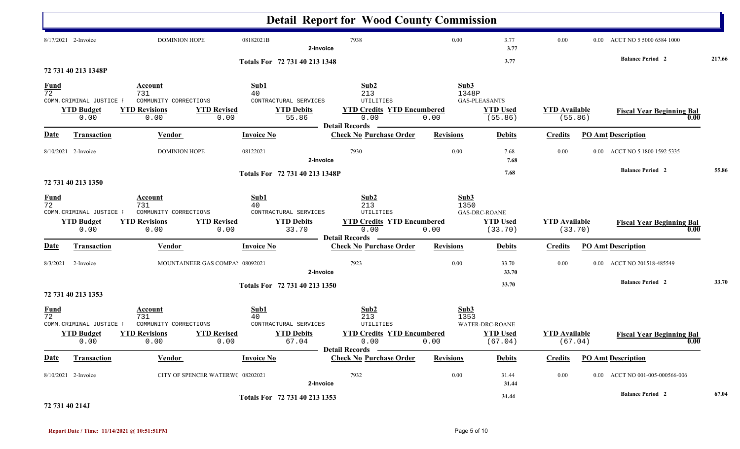# Detail Report for Wood County Commission

| Date | Transaction | Vendor | Invoice No | Check No | Revisions | Debits | Credits | PO Amt | Description |
|---|---|---|---|---|---|---|---|---|---|
| 8/17/2021 | 2-Invoice | DOMINION HOPE | 08182021B | 7938 | 0.00 | 3.77 | 0.00 | 0.00 | ACCT NO 5 5000 6584 1000 |
| | | | 2-Invoice | | | 3.77 | | | |

Totals For 72 731 40 213 1348 — 3.77 — Balance Period 2: 217.66

## 72 731 40 213 1348P

| Fund | Account | Sub1 | Sub2 | Sub3 |
|---|---|---|---|---|
| 72 | 731 | 40 | 213 | 1348P |
| COMM.CRIMINAL JUSTICE F | COMMUNITY CORRECTIONS | CONTRACTURAL SERVICES | UTILITIES | GAS-PLEASANTS |

| YTD Budget | YTD Revisions | YTD Revised | YTD Debits | YTD Credits | YTD Encumbered | YTD Used | YTD Available | Fiscal Year Beginning Bal |
|---|---|---|---|---|---|---|---|---|
| 0.00 | 0.00 | 0.00 | 55.86 | 0.00 | 0.00 | (55.86) | (55.86) | 0.00 |

Detail Records

| Date | Transaction | Vendor | Invoice No | Check No | Purchase Order | Revisions | Debits | Credits | PO Amt | Description |
|---|---|---|---|---|---|---|---|---|---|---|
| 8/10/2021 | 2-Invoice | DOMINION HOPE | 08122021 | 7930 | | 0.00 | 7.68 | 0.00 | 0.00 | ACCT NO 5 1800 1592 5335 |
| | | | 2-Invoice | | | | 7.68 | | | |

Totals For 72 731 40 213 1348P — 7.68 — Balance Period 2: 55.86

## 72 731 40 213 1350

| Fund | Account | Sub1 | Sub2 | Sub3 |
|---|---|---|---|---|
| 72 | 731 | 40 | 213 | 1350 |
| COMM.CRIMINAL JUSTICE F | COMMUNITY CORRECTIONS | CONTRACTURAL SERVICES | UTILITIES | GAS-DRC-ROANE |

| YTD Budget | YTD Revisions | YTD Revised | YTD Debits | YTD Credits | YTD Encumbered | YTD Used | YTD Available | Fiscal Year Beginning Bal |
|---|---|---|---|---|---|---|---|---|
| 0.00 | 0.00 | 0.00 | 33.70 | 0.00 | 0.00 | (33.70) | (33.70) | 0.00 |

Detail Records

| Date | Transaction | Vendor | Invoice No | Check No | Purchase Order | Revisions | Debits | Credits | PO Amt | Description |
|---|---|---|---|---|---|---|---|---|---|---|
| 8/3/2021 | 2-Invoice | MOUNTAINEER GAS COMPAN | 08092021 | 7923 | | 0.00 | 33.70 | 0.00 | 0.00 | ACCT NO 201518-485549 |
| | | | 2-Invoice | | | | 33.70 | | | |

Totals For 72 731 40 213 1350 — 33.70 — Balance Period 2: 33.70

## 72 731 40 213 1353

| Fund | Account | Sub1 | Sub2 | Sub3 |
|---|---|---|---|---|
| 72 | 731 | 40 | 213 | 1353 |
| COMM.CRIMINAL JUSTICE F | COMMUNITY CORRECTIONS | CONTRACTURAL SERVICES | UTILITIES | WATER-DRC-ROANE |

| YTD Budget | YTD Revisions | YTD Revised | YTD Debits | YTD Credits | YTD Encumbered | YTD Used | YTD Available | Fiscal Year Beginning Bal |
|---|---|---|---|---|---|---|---|---|
| 0.00 | 0.00 | 0.00 | 67.04 | 0.00 | 0.00 | (67.04) | (67.04) | 0.00 |

Detail Records

| Date | Transaction | Vendor | Invoice No | Check No | Purchase Order | Revisions | Debits | Credits | PO Amt | Description |
|---|---|---|---|---|---|---|---|---|---|---|
| 8/10/2021 | 2-Invoice | CITY OF SPENCER WATERWC | 08202021 | 7932 | | 0.00 | 31.44 | 0.00 | 0.00 | ACCT NO 001-005-000566-006 |
| | | | 2-Invoice | | | | 31.44 | | | |

Totals For 72 731 40 213 1353 — 31.44 — Balance Period 2: 67.04

## 72 731 40 214J

Report Date / Time: 11/14/2021 @ 10:51:51PM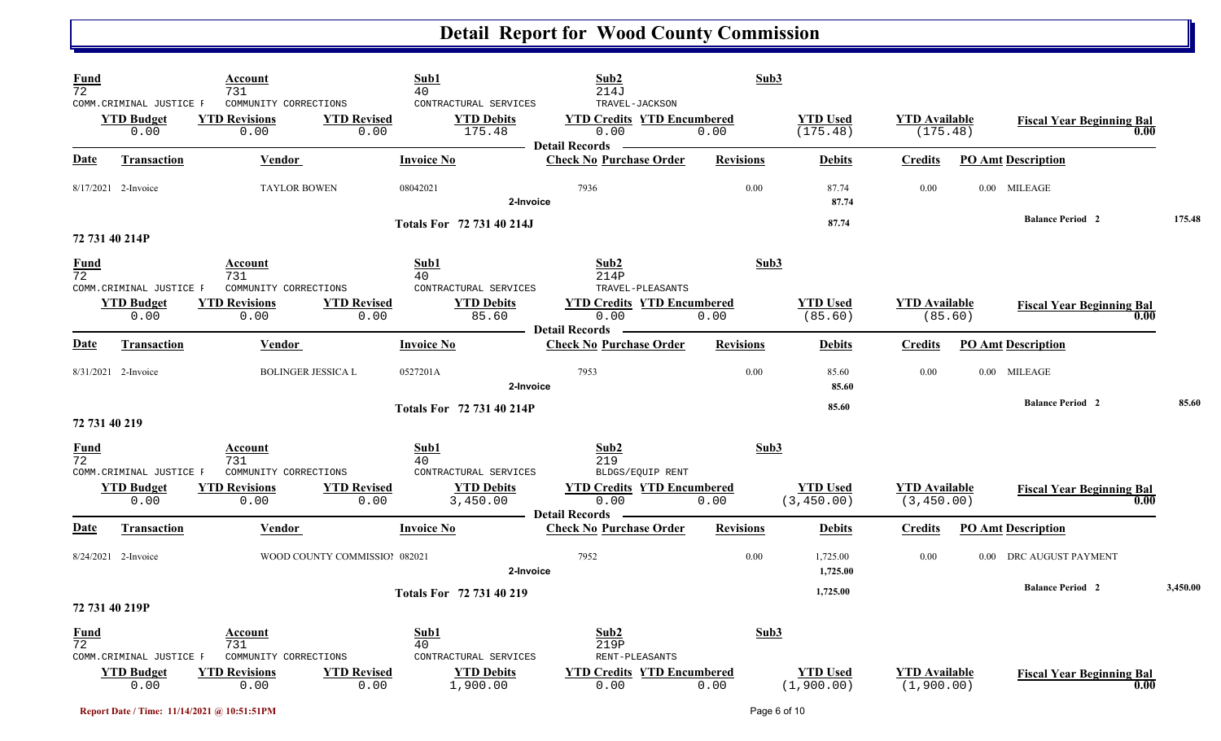# Detail Report for Wood County Commission

| Fund | Account | Sub1 | Sub2 | Sub3 |
|---|---|---|---|---|
| 72 | 731 | 40 | 214J | |
| COMM.CRIMINAL JUSTICE F | COMMUNITY CORRECTIONS | CONTRACTURAL SERVICES | TRAVEL-JACKSON | |

| YTD Budget | YTD Revisions | YTD Revised | YTD Debits | YTD Credits | YTD Encumbered | YTD Used | YTD Available | Fiscal Year Beginning Bal |
|---|---|---|---|---|---|---|---|---|
| 0.00 | 0.00 | 0.00 | 175.48 | 0.00 | 0.00 | (175.48) | (175.48) | 0.00 |

**Detail Records**

| Date | Transaction | Vendor | Invoice No | Check No | Purchase Order | Revisions | Debits | Credits | PO Amt | Description |
|---|---|---|---|---|---|---|---|---|---|---|
| 8/17/2021 | 2-Invoice | TAYLOR BOWEN | 08042021 | 7936 | | 0.00 | 87.74 | 0.00 | 0.00 | MILEAGE |
| | | | 2-Invoice | | | | 87.74 | | | |
| | | | Totals For 72 731 40 214J | | | | 87.74 | | | Balance Period 2 175.48 |

## 72 731 40 214P

| Fund | Account | Sub1 | Sub2 | Sub3 |
|---|---|---|---|---|
| 72 | 731 | 40 | 214P | |
| COMM.CRIMINAL JUSTICE F | COMMUNITY CORRECTIONS | CONTRACTURAL SERVICES | TRAVEL-PLEASANTS | |

| YTD Budget | YTD Revisions | YTD Revised | YTD Debits | YTD Credits | YTD Encumbered | YTD Used | YTD Available | Fiscal Year Beginning Bal |
|---|---|---|---|---|---|---|---|---|
| 0.00 | 0.00 | 0.00 | 85.60 | 0.00 | 0.00 | (85.60) | (85.60) | 0.00 |

**Detail Records**

| Date | Transaction | Vendor | Invoice No | Check No | Purchase Order | Revisions | Debits | Credits | PO Amt | Description |
|---|---|---|---|---|---|---|---|---|---|---|
| 8/31/2021 | 2-Invoice | BOLINGER JESSICA L | 0527201A | 7953 | | 0.00 | 85.60 | 0.00 | 0.00 | MILEAGE |
| | | | 2-Invoice | | | | 85.60 | | | |
| | | | Totals For 72 731 40 214P | | | | 85.60 | | | Balance Period 2 85.60 |

## 72 731 40 219

| Fund | Account | Sub1 | Sub2 | Sub3 |
|---|---|---|---|---|
| 72 | 731 | 40 | 219 | |
| COMM.CRIMINAL JUSTICE F | COMMUNITY CORRECTIONS | CONTRACTURAL SERVICES | BLDGS/EQUIP RENT | |

| YTD Budget | YTD Revisions | YTD Revised | YTD Debits | YTD Credits | YTD Encumbered | YTD Used | YTD Available | Fiscal Year Beginning Bal |
|---|---|---|---|---|---|---|---|---|
| 0.00 | 0.00 | 0.00 | 3,450.00 | 0.00 | 0.00 | (3,450.00) | (3,450.00) | 0.00 |

**Detail Records**

| Date | Transaction | Vendor | Invoice No | Check No | Purchase Order | Revisions | Debits | Credits | PO Amt | Description |
|---|---|---|---|---|---|---|---|---|---|---|
| 8/24/2021 | 2-Invoice | WOOD COUNTY COMMISSIO! | 082021 | 7952 | | 0.00 | 1,725.00 | 0.00 | 0.00 | DRC AUGUST PAYMENT |
| | | | 2-Invoice | | | | 1,725.00 | | | |
| | | | Totals For 72 731 40 219 | | | | 1,725.00 | | | Balance Period 2 3,450.00 |

## 72 731 40 219P

| Fund | Account | Sub1 | Sub2 | Sub3 |
|---|---|---|---|---|
| 72 | 731 | 40 | 219P | |
| COMM.CRIMINAL JUSTICE F | COMMUNITY CORRECTIONS | CONTRACTURAL SERVICES | RENT-PLEASANTS | |

| YTD Budget | YTD Revisions | YTD Revised | YTD Debits | YTD Credits | YTD Encumbered | YTD Used | YTD Available | Fiscal Year Beginning Bal |
|---|---|---|---|---|---|---|---|---|
| 0.00 | 0.00 | 0.00 | 1,900.00 | 0.00 | 0.00 | (1,900.00) | (1,900.00) | 0.00 |

Report Date / Time: 11/14/2021 @ 10:51:51PM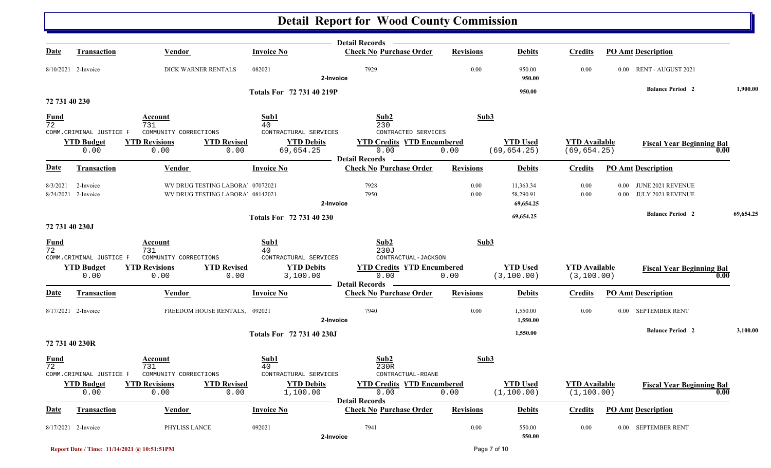# Detail Report for Wood County Commission

**Detail Records**

| Date | Transaction | Vendor | Invoice No | Check No | Purchase Order | Revisions | Debits | Credits | PO Amt | Description |
|---|---|---|---|---|---|---|---|---|---|---|
| 8/10/2021 | 2-Invoice | DICK WARNER RENTALS | 082021 | 7929 | | 0.00 | 950.00 | 0.00 | 0.00 | RENT - AUGUST 2021 |
| | | | | 2-Invoice | | | 950.00 | | | |

**Totals For 72 731 40 219P** — 950.00 — **Balance Period 2** 1,900.00

## 72 731 40 230

| Fund | Account | Sub1 | Sub2 | Sub3 |
|---|---|---|---|---|
| 72 | 731 | 40 | 230 | |
| COMM.CRIMINAL JUSTICE F | COMMUNITY CORRECTIONS | CONTRACTURAL SERVICES | CONTRACTED SERVICES | |

| YTD Budget | YTD Revisions | YTD Revised | YTD Debits | YTD Credits | YTD Encumbered | YTD Used | YTD Available | Fiscal Year Beginning Bal |
|---|---|---|---|---|---|---|---|---|
| 0.00 | 0.00 | 0.00 | 69,654.25 | 0.00 | 0.00 | (69,654.25) | (69,654.25) | 0.00 |

**Detail Records**

| Date | Transaction | Vendor | Invoice No | Check No | Purchase Order | Revisions | Debits | Credits | PO Amt | Description |
|---|---|---|---|---|---|---|---|---|---|---|
| 8/3/2021 | 2-Invoice | WV DRUG TESTING LABORA | 07072021 | 7928 | | 0.00 | 11,363.34 | 0.00 | 0.00 | JUNE 2021 REVENUE |
| 8/24/2021 | 2-Invoice | WV DRUG TESTING LABORA | 08142021 | 7950 | | 0.00 | 58,290.91 | 0.00 | 0.00 | JULY 2021 REVENUE |
| | | | | 2-Invoice | | | 69,654.25 | | | |

**Totals For 72 731 40 230** — 69,654.25 — **Balance Period 2** 69,654.25

## 72 731 40 230J

| Fund | Account | Sub1 | Sub2 | Sub3 |
|---|---|---|---|---|
| 72 | 731 | 40 | 230J | |
| COMM.CRIMINAL JUSTICE F | COMMUNITY CORRECTIONS | CONTRACTURAL SERVICES | CONTRACTUAL-JACKSON | |

| YTD Budget | YTD Revisions | YTD Revised | YTD Debits | YTD Credits | YTD Encumbered | YTD Used | YTD Available | Fiscal Year Beginning Bal |
|---|---|---|---|---|---|---|---|---|
| 0.00 | 0.00 | 0.00 | 3,100.00 | 0.00 | 0.00 | (3,100.00) | (3,100.00) | 0.00 |

**Detail Records**

| Date | Transaction | Vendor | Invoice No | Check No | Purchase Order | Revisions | Debits | Credits | PO Amt | Description |
|---|---|---|---|---|---|---|---|---|---|---|
| 8/17/2021 | 2-Invoice | FREEDOM HOUSE RENTALS, | 092021 | 7940 | | 0.00 | 1,550.00 | 0.00 | 0.00 | SEPTEMBER RENT |
| | | | | 2-Invoice | | | 1,550.00 | | | |

**Totals For 72 731 40 230J** — 1,550.00 — **Balance Period 2** 3,100.00

## 72 731 40 230R

| Fund | Account | Sub1 | Sub2 | Sub3 |
|---|---|---|---|---|
| 72 | 731 | 40 | 230R | |
| COMM.CRIMINAL JUSTICE F | COMMUNITY CORRECTIONS | CONTRACTURAL SERVICES | CONTRACTUAL-ROANE | |

| YTD Budget | YTD Revisions | YTD Revised | YTD Debits | YTD Credits | YTD Encumbered | YTD Used | YTD Available | Fiscal Year Beginning Bal |
|---|---|---|---|---|---|---|---|---|
| 0.00 | 0.00 | 0.00 | 1,100.00 | 0.00 | 0.00 | (1,100.00) | (1,100.00) | 0.00 |

**Detail Records**

| Date | Transaction | Vendor | Invoice No | Check No | Purchase Order | Revisions | Debits | Credits | PO Amt | Description |
|---|---|---|---|---|---|---|---|---|---|---|
| 8/17/2021 | 2-Invoice | PHYLISS LANCE | 092021 | 7941 | | 0.00 | 550.00 | 0.00 | 0.00 | SEPTEMBER RENT |
| | | | | 2-Invoice | | | 550.00 | | | |

Report Date / Time: 11/14/2021 @ 10:51:51PM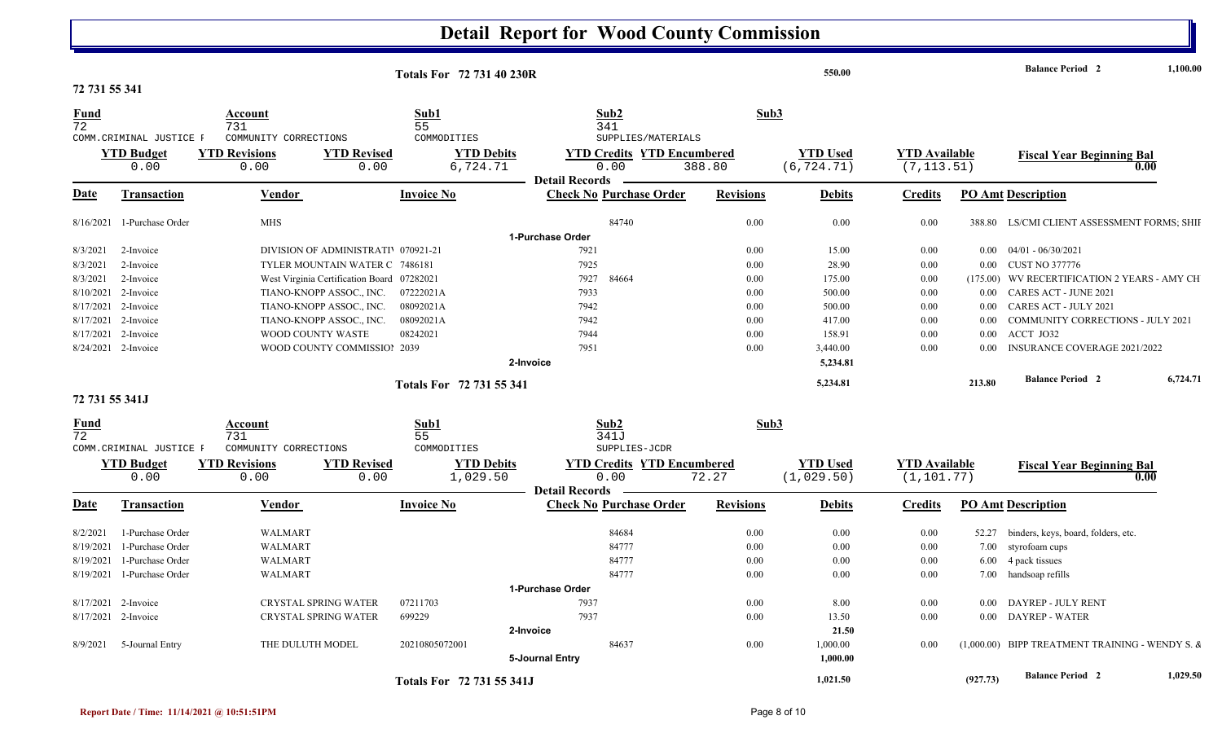# Detail Report for Wood County Commission

**Totals For 72 731 40 230R** — 550.00 — Balance Period 2 — 1,100.00

## 72 731 55 341

| Fund | Account | Sub1 | Sub2 | Sub3 |
|---|---|---|---|---|
| 72 | 731 | 55 | 341 | |
| COMM.CRIMINAL JUSTICE F | COMMUNITY CORRECTIONS | COMMODITIES | SUPPLIES/MATERIALS | |

| YTD Budget | YTD Revisions | YTD Revised | YTD Debits | YTD Credits | YTD Encumbered | YTD Used | YTD Available | Fiscal Year Beginning Bal |
|---|---|---|---|---|---|---|---|---|
| 0.00 | 0.00 | 0.00 | 6,724.71 | 0.00 | 388.80 | (6,724.71) | (7,113.51) | 0.00 |

**Detail Records**

| Date | Transaction | Vendor | Invoice No | Check No | Purchase Order | Revisions | Debits | Credits | PO Amt | Description |
|---|---|---|---|---|---|---|---|---|---|---|
| 8/16/2021 | 1-Purchase Order | MHS | | | 84740 | 0.00 | 0.00 | 0.00 | 388.80 | LS/CMI CLIENT ASSESSMENT FORMS; SHIF |
| | **1-Purchase Order** | | | | | | | | | |
| 8/3/2021 | 2-Invoice | DIVISION OF ADMINISTRATIV | 070921-21 | 7921 | | 0.00 | 15.00 | 0.00 | 0.00 | 04/01 - 06/30/2021 |
| 8/3/2021 | 2-Invoice | TYLER MOUNTAIN WATER C | 7486181 | 7925 | | 0.00 | 28.90 | 0.00 | 0.00 | CUST NO 377776 |
| 8/3/2021 | 2-Invoice | West Virginia Certification Board | 07282021 | 7927 | 84664 | 0.00 | 175.00 | 0.00 | (175.00) | WV RECERTIFICATION 2 YEARS - AMY CH |
| 8/10/2021 | 2-Invoice | TIANO-KNOPP ASSOC., INC. | 07222021A | 7933 | | 0.00 | 500.00 | 0.00 | 0.00 | CARES ACT - JUNE 2021 |
| 8/17/2021 | 2-Invoice | TIANO-KNOPP ASSOC., INC. | 08092021A | 7942 | | 0.00 | 500.00 | 0.00 | 0.00 | CARES ACT - JULY 2021 |
| 8/17/2021 | 2-Invoice | TIANO-KNOPP ASSOC., INC. | 08092021A | 7942 | | 0.00 | 417.00 | 0.00 | 0.00 | COMMUNITY CORRECTIONS - JULY 2021 |
| 8/17/2021 | 2-Invoice | WOOD COUNTY WASTE | 08242021 | 7944 | | 0.00 | 158.91 | 0.00 | 0.00 | ACCT JO32 |
| 8/24/2021 | 2-Invoice | WOOD COUNTY COMMISSION | 2039 | 7951 | | 0.00 | 3,440.00 | 0.00 | 0.00 | INSURANCE COVERAGE 2021/2022 |
| | **2-Invoice** | | | | | | 5,234.81 | | | |

**Totals For 72 731 55 341** — 5,234.81 — 213.80 — Balance Period 2 — 6,724.71

## 72 731 55 341J

| Fund | Account | Sub1 | Sub2 | Sub3 |
|---|---|---|---|---|
| 72 | 731 | 55 | 341J | |
| COMM.CRIMINAL JUSTICE F | COMMUNITY CORRECTIONS | COMMODITIES | SUPPLIES-JCDR | |

| YTD Budget | YTD Revisions | YTD Revised | YTD Debits | YTD Credits | YTD Encumbered | YTD Used | YTD Available | Fiscal Year Beginning Bal |
|---|---|---|---|---|---|---|---|---|
| 0.00 | 0.00 | 0.00 | 1,029.50 | 0.00 | 72.27 | (1,029.50) | (1,101.77) | 0.00 |

**Detail Records**

| Date | Transaction | Vendor | Invoice No | Check No | Purchase Order | Revisions | Debits | Credits | PO Amt | Description |
|---|---|---|---|---|---|---|---|---|---|---|
| 8/2/2021 | 1-Purchase Order | WALMART | | | 84684 | 0.00 | 0.00 | 0.00 | 52.27 | binders, keys, board, folders, etc. |
| 8/19/2021 | 1-Purchase Order | WALMART | | | 84777 | 0.00 | 0.00 | 0.00 | 7.00 | styrofoam cups |
| 8/19/2021 | 1-Purchase Order | WALMART | | | 84777 | 0.00 | 0.00 | 0.00 | 6.00 | 4 pack tissues |
| 8/19/2021 | 1-Purchase Order | WALMART | | | 84777 | 0.00 | 0.00 | 0.00 | 7.00 | handsoap refills |
| | **1-Purchase Order** | | | | | | | | | |
| 8/17/2021 | 2-Invoice | CRYSTAL SPRING WATER | 07211703 | 7937 | | 0.00 | 8.00 | 0.00 | 0.00 | DAYREP - JULY RENT |
| 8/17/2021 | 2-Invoice | CRYSTAL SPRING WATER | 699229 | 7937 | | 0.00 | 13.50 | 0.00 | 0.00 | DAYREP - WATER |
| | **2-Invoice** | | | | | | 21.50 | | | |
| 8/9/2021 | 5-Journal Entry | THE DULUTH MODEL | 20210805072001 | | 84637 | 0.00 | 1,000.00 | 0.00 | (1,000.00) | BIPP TREATMENT TRAINING - WENDY S. & |
| | **5-Journal Entry** | | | | | | 1,000.00 | | | |

**Totals For 72 731 55 341J** — 1,021.50 — (927.73) — Balance Period 2 — 1,029.50

Report Date / Time: 11/14/2021 @ 10:51:51PM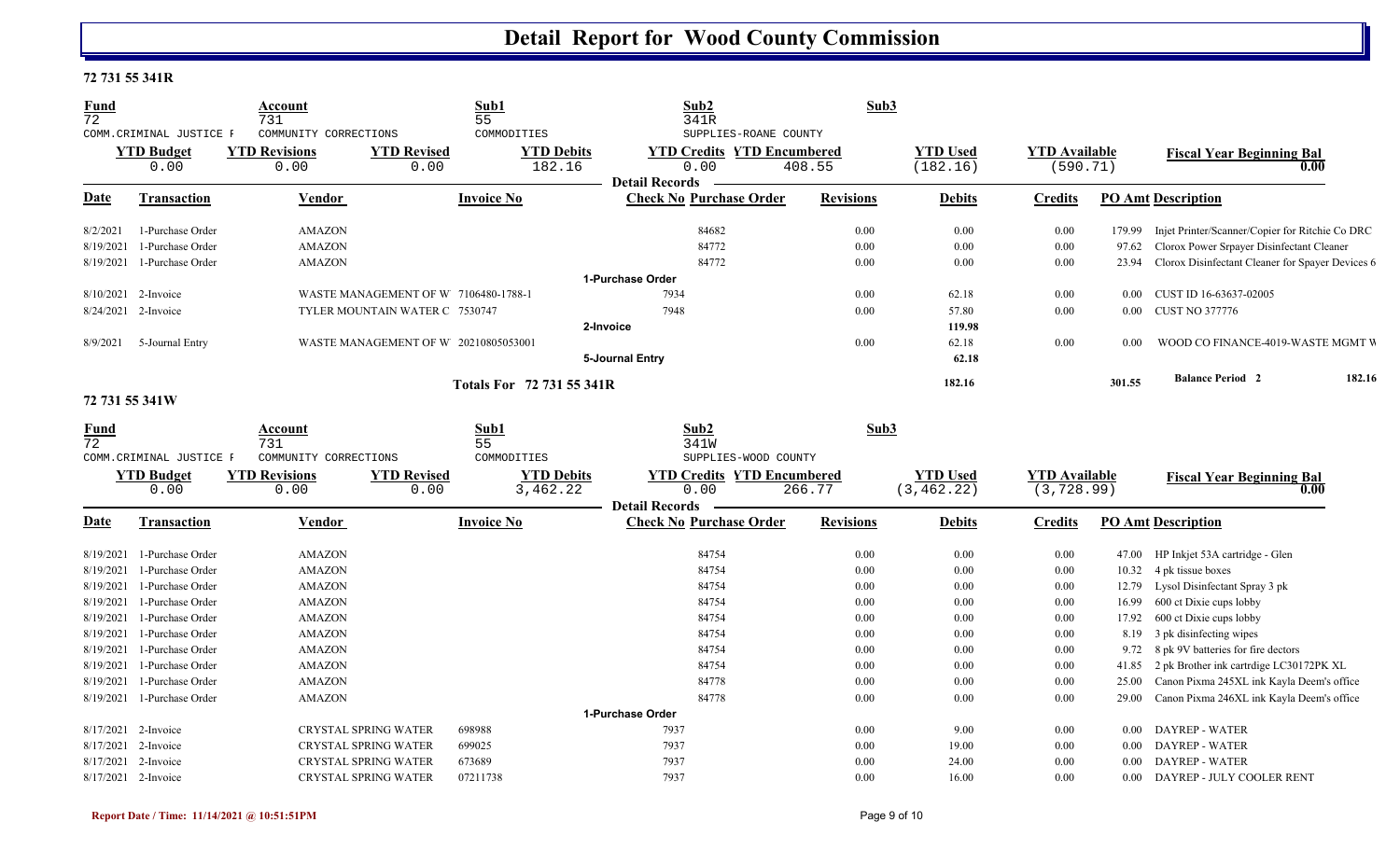# Detail Report for Wood County Commission

## 72 731 55 341R

| Fund | Account | Sub1 | Sub2 | Sub3 |
|---|---|---|---|---|
| 72 | 731 | 55 | 341R | |
| COMM.CRIMINAL JUSTICE F | COMMUNITY CORRECTIONS | COMMODITIES | SUPPLIES-ROANE COUNTY | |

| YTD Budget | YTD Revisions | YTD Revised | YTD Debits | YTD Credits | YTD Encumbered | YTD Used | YTD Available | Fiscal Year Beginning Bal |
|---|---|---|---|---|---|---|---|---|
| 0.00 | 0.00 | 0.00 | 182.16 | 0.00 | 408.55 | (182.16) | (590.71) | 0.00 |

**Detail Records**

| Date | Transaction | Vendor | Invoice No | Check No | Purchase Order | Revisions | Debits | Credits | PO Amt | Description |
|---|---|---|---|---|---|---|---|---|---|---|
| 8/2/2021 | 1-Purchase Order | AMAZON | | | 84682 | 0.00 | 0.00 | 0.00 | 179.99 | Injet Printer/Scanner/Copier for Ritchie Co DRC |
| 8/19/2021 | 1-Purchase Order | AMAZON | | | 84772 | 0.00 | 0.00 | 0.00 | 97.62 | Clorox Power Srpayer Disinfectant Cleaner |
| 8/19/2021 | 1-Purchase Order | AMAZON | | | 84772 | 0.00 | 0.00 | 0.00 | 23.94 | Clorox Disinfectant Cleaner for Spayer Devices 6 |
| | | | | 1-Purchase Order | | | | | | |
| 8/10/2021 | 2-Invoice | WASTE MANAGEMENT OF W | 7106480-1788-1 | 7934 | | 0.00 | 62.18 | 0.00 | 0.00 | CUST ID 16-63637-02005 |
| 8/24/2021 | 2-Invoice | TYLER MOUNTAIN WATER C | 7530747 | 7948 | | 0.00 | 57.80 | 0.00 | 0.00 | CUST NO 377776 |
| | | | | 2-Invoice | | | 119.98 | | | |
| 8/9/2021 | 5-Journal Entry | WASTE MANAGEMENT OF W | 20210805053001 | | | 0.00 | 62.18 | 0.00 | 0.00 | WOOD CO FINANCE-4019-WASTE MGMT W |
| | | | | 5-Journal Entry | | | 62.18 | | | |
| | | | **Totals For 72 731 55 341R** | | | | 182.16 | | 301.55 | Balance Period 2 182.16 |

## 72 731 55 341W

| Fund | Account | Sub1 | Sub2 | Sub3 |
|---|---|---|---|---|
| 72 | 731 | 55 | 341W | |
| COMM.CRIMINAL JUSTICE F | COMMUNITY CORRECTIONS | COMMODITIES | SUPPLIES-WOOD COUNTY | |

| YTD Budget | YTD Revisions | YTD Revised | YTD Debits | YTD Credits | YTD Encumbered | YTD Used | YTD Available | Fiscal Year Beginning Bal |
|---|---|---|---|---|---|---|---|---|
| 0.00 | 0.00 | 0.00 | 3,462.22 | 0.00 | 266.77 | (3,462.22) | (3,728.99) | 0.00 |

**Detail Records**

| Date | Transaction | Vendor | Invoice No | Check No | Purchase Order | Revisions | Debits | Credits | PO Amt | Description |
|---|---|---|---|---|---|---|---|---|---|---|
| 8/19/2021 | 1-Purchase Order | AMAZON | | | 84754 | 0.00 | 0.00 | 0.00 | 47.00 | HP Inkjet 53A cartridge - Glen |
| 8/19/2021 | 1-Purchase Order | AMAZON | | | 84754 | 0.00 | 0.00 | 0.00 | 10.32 | 4 pk tissue boxes |
| 8/19/2021 | 1-Purchase Order | AMAZON | | | 84754 | 0.00 | 0.00 | 0.00 | 12.79 | Lysol Disinfectant Spray 3 pk |
| 8/19/2021 | 1-Purchase Order | AMAZON | | | 84754 | 0.00 | 0.00 | 0.00 | 16.99 | 600 ct Dixie cups lobby |
| 8/19/2021 | 1-Purchase Order | AMAZON | | | 84754 | 0.00 | 0.00 | 0.00 | 17.92 | 600 ct Dixie cups lobby |
| 8/19/2021 | 1-Purchase Order | AMAZON | | | 84754 | 0.00 | 0.00 | 0.00 | 8.19 | 3 pk disinfecting wipes |
| 8/19/2021 | 1-Purchase Order | AMAZON | | | 84754 | 0.00 | 0.00 | 0.00 | 9.72 | 8 pk 9V batteries for fire dectors |
| 8/19/2021 | 1-Purchase Order | AMAZON | | | 84754 | 0.00 | 0.00 | 0.00 | 41.85 | 2 pk Brother ink cartrdige LC30172PK XL |
| 8/19/2021 | 1-Purchase Order | AMAZON | | | 84778 | 0.00 | 0.00 | 0.00 | 25.00 | Canon Pixma 245XL ink Kayla Deem's office |
| 8/19/2021 | 1-Purchase Order | AMAZON | | | 84778 | 0.00 | 0.00 | 0.00 | 29.00 | Canon Pixma 246XL ink Kayla Deem's office |
| | | | | 1-Purchase Order | | | | | | |
| 8/17/2021 | 2-Invoice | CRYSTAL SPRING WATER | 698988 | 7937 | | 0.00 | 9.00 | 0.00 | 0.00 | DAYREP - WATER |
| 8/17/2021 | 2-Invoice | CRYSTAL SPRING WATER | 699025 | 7937 | | 0.00 | 19.00 | 0.00 | 0.00 | DAYREP - WATER |
| 8/17/2021 | 2-Invoice | CRYSTAL SPRING WATER | 673689 | 7937 | | 0.00 | 24.00 | 0.00 | 0.00 | DAYREP - WATER |
| 8/17/2021 | 2-Invoice | CRYSTAL SPRING WATER | 07211738 | 7937 | | 0.00 | 16.00 | 0.00 | 0.00 | DAYREP - JULY COOLER RENT |

Report Date / Time: 11/14/2021 @ 10:51:51PM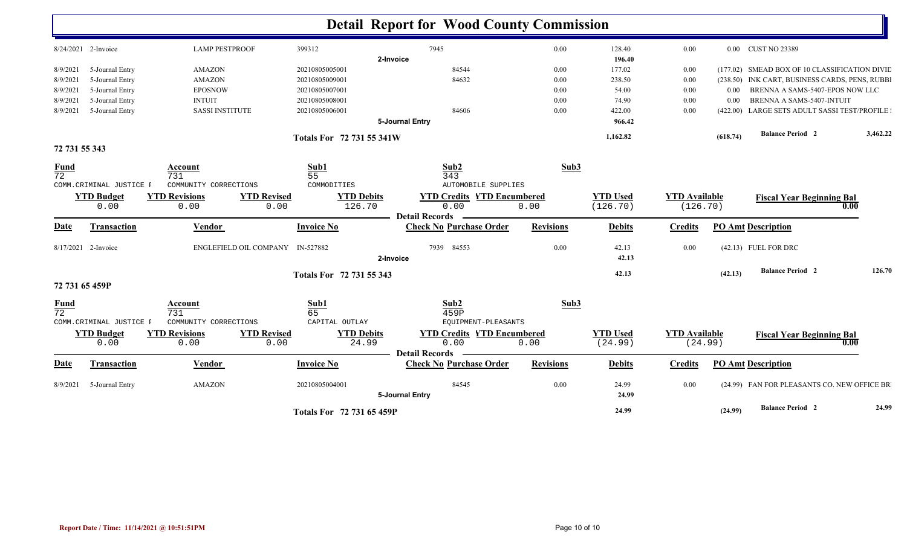# Detail Report for Wood County Commission

| Date | Transaction | Vendor | Invoice No | Check No | Purchase Order | Revisions | Debits | Credits | PO Amt | Description |
|---|---|---|---|---|---|---|---|---|---|---|
| 8/24/2021 | 2-Invoice | LAMP PESTPROOF | 399312 | 7945 | | 0.00 | 128.40 | 0.00 | 0.00 | CUST NO 23389 |
| | | | | 2-Invoice | | | 196.40 | | | |
| 8/9/2021 | 5-Journal Entry | AMAZON | 20210805005001 | | 84544 | 0.00 | 177.02 | 0.00 | (177.02) | SMEAD BOX OF 10 CLASSIFICATION DIVID |
| 8/9/2021 | 5-Journal Entry | AMAZON | 20210805009001 | | 84632 | 0.00 | 238.50 | 0.00 | (238.50) | INK CART, BUSINESS CARDS, PENS, RUBBI |
| 8/9/2021 | 5-Journal Entry | EPOSNOW | 20210805007001 | | | 0.00 | 54.00 | 0.00 | 0.00 | BRENNA A SAMS-5407-EPOS NOW LLC |
| 8/9/2021 | 5-Journal Entry | INTUIT | 20210805008001 | | | 0.00 | 74.90 | 0.00 | 0.00 | BRENNA A SAMS-5407-INTUIT |
| 8/9/2021 | 5-Journal Entry | SASSI INSTITUTE | 20210805006001 | | 84606 | 0.00 | 422.00 | 0.00 | (422.00) | LARGE SETS ADULT SASSI TEST/PROFILE |
| | | | | 5-Journal Entry | | | 966.42 | | | |
| | | | Totals For 72 731 55 341W | | | | 1,162.82 | | (618.74) | Balance Period 2 — 3,462.22 |

## 72 731 55 343

| Fund | Account | Sub1 | Sub2 | Sub3 |
|---|---|---|---|---|
| 72 | 731 | 55 | 343 | |
| COMM.CRIMINAL JUSTICE F | COMMUNITY CORRECTIONS | COMMODITIES | AUTOMOBILE SUPPLIES | |

| YTD Budget | YTD Revisions | YTD Revised | YTD Debits | YTD Credits | YTD Encumbered | YTD Used | YTD Available | Fiscal Year Beginning Bal |
|---|---|---|---|---|---|---|---|---|
| 0.00 | 0.00 | 0.00 | 126.70 | 0.00 | 0.00 | (126.70) | (126.70) | 0.00 |

**Detail Records**

| Date | Transaction | Vendor | Invoice No | Check No | Purchase Order | Revisions | Debits | Credits | PO Amt | Description |
|---|---|---|---|---|---|---|---|---|---|---|
| 8/17/2021 | 2-Invoice | ENGLEFIELD OIL COMPANY | IN-527882 | 7939 | 84553 | 0.00 | 42.13 | 0.00 | (42.13) | FUEL FOR DRC |
| | | | | 2-Invoice | | | 42.13 | | | |
| | | | Totals For 72 731 55 343 | | | | 42.13 | | (42.13) | Balance Period 2 — 126.70 |

## 72 731 65 459P

| Fund | Account | Sub1 | Sub2 | Sub3 |
|---|---|---|---|---|
| 72 | 731 | 65 | 459P | |
| COMM.CRIMINAL JUSTICE F | COMMUNITY CORRECTIONS | CAPITAL OUTLAY | EQUIPMENT-PLEASANTS | |

| YTD Budget | YTD Revisions | YTD Revised | YTD Debits | YTD Credits | YTD Encumbered | YTD Used | YTD Available | Fiscal Year Beginning Bal |
|---|---|---|---|---|---|---|---|---|
| 0.00 | 0.00 | 0.00 | 24.99 | 0.00 | 0.00 | (24.99) | (24.99) | 0.00 |

**Detail Records**

| Date | Transaction | Vendor | Invoice No | Check No | Purchase Order | Revisions | Debits | Credits | PO Amt | Description |
|---|---|---|---|---|---|---|---|---|---|---|
| 8/9/2021 | 5-Journal Entry | AMAZON | 20210805004001 | | 84545 | 0.00 | 24.99 | 0.00 | (24.99) | FAN FOR PLEASANTS CO. NEW OFFICE BR |
| | | | | 5-Journal Entry | | | 24.99 | | | |
| | | | Totals For 72 731 65 459P | | | | 24.99 | | (24.99) | Balance Period 2 — 24.99 |

Report Date / Time: 11/14/2021 @ 10:51:51PM